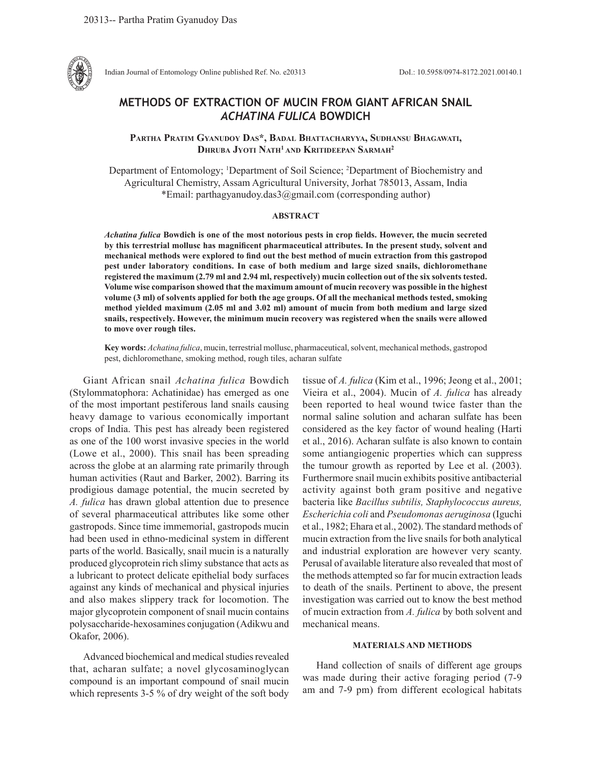# METHODS OF EXTRACTION OF MUCIN FROM GIANT AFRICAN SNAIL *ACHATINA FULICA* BOWDICH

**Partha Pratim Gyanudoy Das\*, Badal Bhattacharyya, Sudhansu Bhagawati, Dhruba Jyoti Nath[1] and Kritideepan Sarmah[2]**

Department of Entomology; [1]Department of Soil Science; [2]Department of Biochemistry and Agricultural Chemistry, Assam Agricultural University, Jorhat 785013, Assam, India
\*Email: parthagyanudoy.das3@gmail.com (corresponding author)

## ABSTRACT

***Achatina fulica* Bowdich is one of the most notorious pests in crop fields. However, the mucin secreted by this terrestrial mollusc has magnificent pharmaceutical attributes. In the present study, solvent and mechanical methods were explored to find out the best method of mucin extraction from this gastropod pest under laboratory conditions. In case of both medium and large sized snails, dichloromethane registered the maximum (2.79 ml and 2.94 ml, respectively) mucin collection out of the six solvents tested. Volume wise comparison showed that the maximum amount of mucin recovery was possible in the highest volume (3 ml) of solvents applied for both the age groups. Of all the mechanical methods tested, smoking method yielded maximum (2.05 ml and 3.02 ml) amount of mucin from both medium and large sized snails, respectively. However, the minimum mucin recovery was registered when the snails were allowed to move over rough tiles.**

**Key words:** *Achatina fulica*, mucin, terrestrial mollusc, pharmaceutical, solvent, mechanical methods, gastropod pest, dichloromethane, smoking method, rough tiles, acharan sulfate

Giant African snail *Achatina fulica* Bowdich (Stylommatophora: Achatinidae) has emerged as one of the most important pestiferous land snails causing heavy damage to various economically important crops of India. This pest has already been registered as one of the 100 worst invasive species in the world (Lowe et al., 2000). This snail has been spreading across the globe at an alarming rate primarily through human activities (Raut and Barker, 2002). Barring its prodigious damage potential, the mucin secreted by *A. fulica* has drawn global attention due to presence of several pharmaceutical attributes like some other gastropods. Since time immemorial, gastropods mucin had been used in ethno-medicinal system in different parts of the world. Basically, snail mucin is a naturally produced glycoprotein rich slimy substance that acts as a lubricant to protect delicate epithelial body surfaces against any kinds of mechanical and physical injuries and also makes slippery track for locomotion. The major glycoprotein component of snail mucin contains polysaccharide-hexosamines conjugation (Adikwu and Okafor, 2006).

Advanced biochemical and medical studies revealed that, acharan sulfate; a novel glycosaminoglycan compound is an important compound of snail mucin which represents 3-5 % of dry weight of the soft body tissue of *A. fulica* (Kim et al., 1996; Jeong et al., 2001; Vieira et al., 2004). Mucin of *A. fulica* has already been reported to heal wound twice faster than the normal saline solution and acharan sulfate has been considered as the key factor of wound healing (Harti et al., 2016). Acharan sulfate is also known to contain some antiangiogenic properties which can suppress the tumour growth as reported by Lee et al. (2003). Furthermore snail mucin exhibits positive antibacterial activity against both gram positive and negative bacteria like *Bacillus subtilis, Staphylococcus aureus, Escherichia coli* and *Pseudomonas aeruginosa* (Iguchi et al., 1982; Ehara et al., 2002). The standard methods of mucin extraction from the live snails for both analytical and industrial exploration are however very scanty. Perusal of available literature also revealed that most of the methods attempted so far for mucin extraction leads to death of the snails. Pertinent to above, the present investigation was carried out to know the best method of mucin extraction from *A. fulica* by both solvent and mechanical means.

## MATERIALS AND METHODS

Hand collection of snails of different age groups was made during their active foraging period (7-9 am and 7-9 pm) from different ecological habitats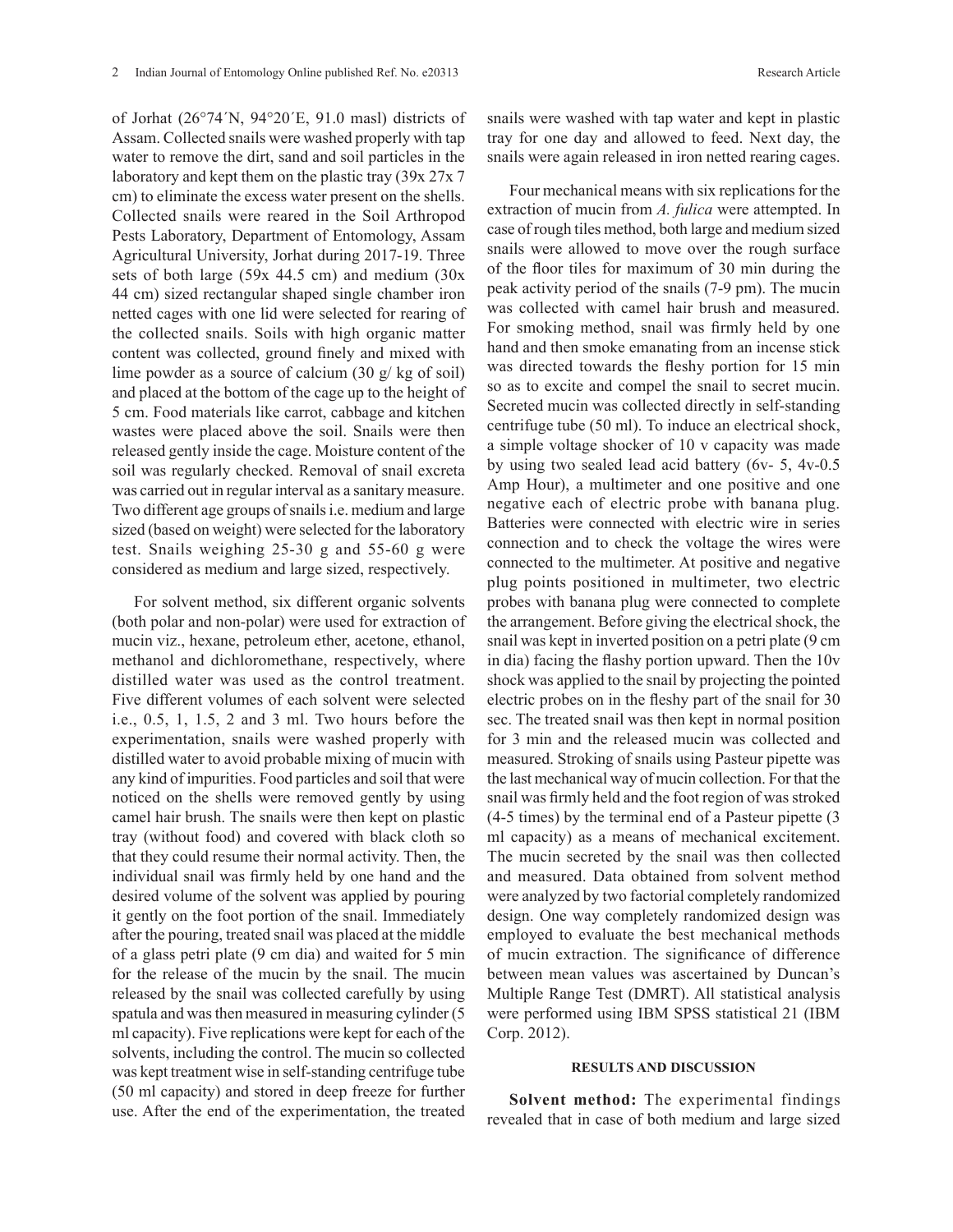of Jorhat (26°74´N, 94°20´E, 91.0 masl) districts of Assam. Collected snails were washed properly with tap water to remove the dirt, sand and soil particles in the laboratory and kept them on the plastic tray (39x 27x 7 cm) to eliminate the excess water present on the shells. Collected snails were reared in the Soil Arthropod Pests Laboratory, Department of Entomology, Assam Agricultural University, Jorhat during 2017-19. Three sets of both large (59x 44.5 cm) and medium (30x 44 cm) sized rectangular shaped single chamber iron netted cages with one lid were selected for rearing of the collected snails. Soils with high organic matter content was collected, ground finely and mixed with lime powder as a source of calcium (30 g/ kg of soil) and placed at the bottom of the cage up to the height of 5 cm. Food materials like carrot, cabbage and kitchen wastes were placed above the soil. Snails were then released gently inside the cage. Moisture content of the soil was regularly checked. Removal of snail excreta was carried out in regular interval as a sanitary measure. Two different age groups of snails i.e. medium and large sized (based on weight) were selected for the laboratory test. Snails weighing 25-30 g and 55-60 g were considered as medium and large sized, respectively.

For solvent method, six different organic solvents (both polar and non-polar) were used for extraction of mucin viz., hexane, petroleum ether, acetone, ethanol, methanol and dichloromethane, respectively, where distilled water was used as the control treatment. Five different volumes of each solvent were selected i.e., 0.5, 1, 1.5, 2 and 3 ml. Two hours before the experimentation, snails were washed properly with distilled water to avoid probable mixing of mucin with any kind of impurities. Food particles and soil that were noticed on the shells were removed gently by using camel hair brush. The snails were then kept on plastic tray (without food) and covered with black cloth so that they could resume their normal activity. Then, the individual snail was firmly held by one hand and the desired volume of the solvent was applied by pouring it gently on the foot portion of the snail. Immediately after the pouring, treated snail was placed at the middle of a glass petri plate (9 cm dia) and waited for 5 min for the release of the mucin by the snail. The mucin released by the snail was collected carefully by using spatula and was then measured in measuring cylinder (5 ml capacity). Five replications were kept for each of the solvents, including the control. The mucin so collected was kept treatment wise in self-standing centrifuge tube (50 ml capacity) and stored in deep freeze for further use. After the end of the experimentation, the treated snails were washed with tap water and kept in plastic tray for one day and allowed to feed. Next day, the snails were again released in iron netted rearing cages.

Four mechanical means with six replications for the extraction of mucin from *A. fulica* were attempted. In case of rough tiles method, both large and medium sized snails were allowed to move over the rough surface of the floor tiles for maximum of 30 min during the peak activity period of the snails (7-9 pm). The mucin was collected with camel hair brush and measured. For smoking method, snail was firmly held by one hand and then smoke emanating from an incense stick was directed towards the fleshy portion for 15 min so as to excite and compel the snail to secret mucin. Secreted mucin was collected directly in self-standing centrifuge tube (50 ml). To induce an electrical shock, a simple voltage shocker of 10 v capacity was made by using two sealed lead acid battery (6v- 5, 4v-0.5 Amp Hour), a multimeter and one positive and one negative each of electric probe with banana plug. Batteries were connected with electric wire in series connection and to check the voltage the wires were connected to the multimeter. At positive and negative plug points positioned in multimeter, two electric probes with banana plug were connected to complete the arrangement. Before giving the electrical shock, the snail was kept in inverted position on a petri plate (9 cm in dia) facing the flashy portion upward. Then the 10v shock was applied to the snail by projecting the pointed electric probes on in the fleshy part of the snail for 30 sec. The treated snail was then kept in normal position for 3 min and the released mucin was collected and measured. Stroking of snails using Pasteur pipette was the last mechanical way of mucin collection. For that the snail was firmly held and the foot region of was stroked (4-5 times) by the terminal end of a Pasteur pipette (3 ml capacity) as a means of mechanical excitement. The mucin secreted by the snail was then collected and measured. Data obtained from solvent method were analyzed by two factorial completely randomized design. One way completely randomized design was employed to evaluate the best mechanical methods of mucin extraction. The significance of difference between mean values was ascertained by Duncan's Multiple Range Test (DMRT). All statistical analysis were performed using IBM SPSS statistical 21 (IBM Corp. 2012).

## RESULTS AND DISCUSSION

**Solvent method:** The experimental findings revealed that in case of both medium and large sized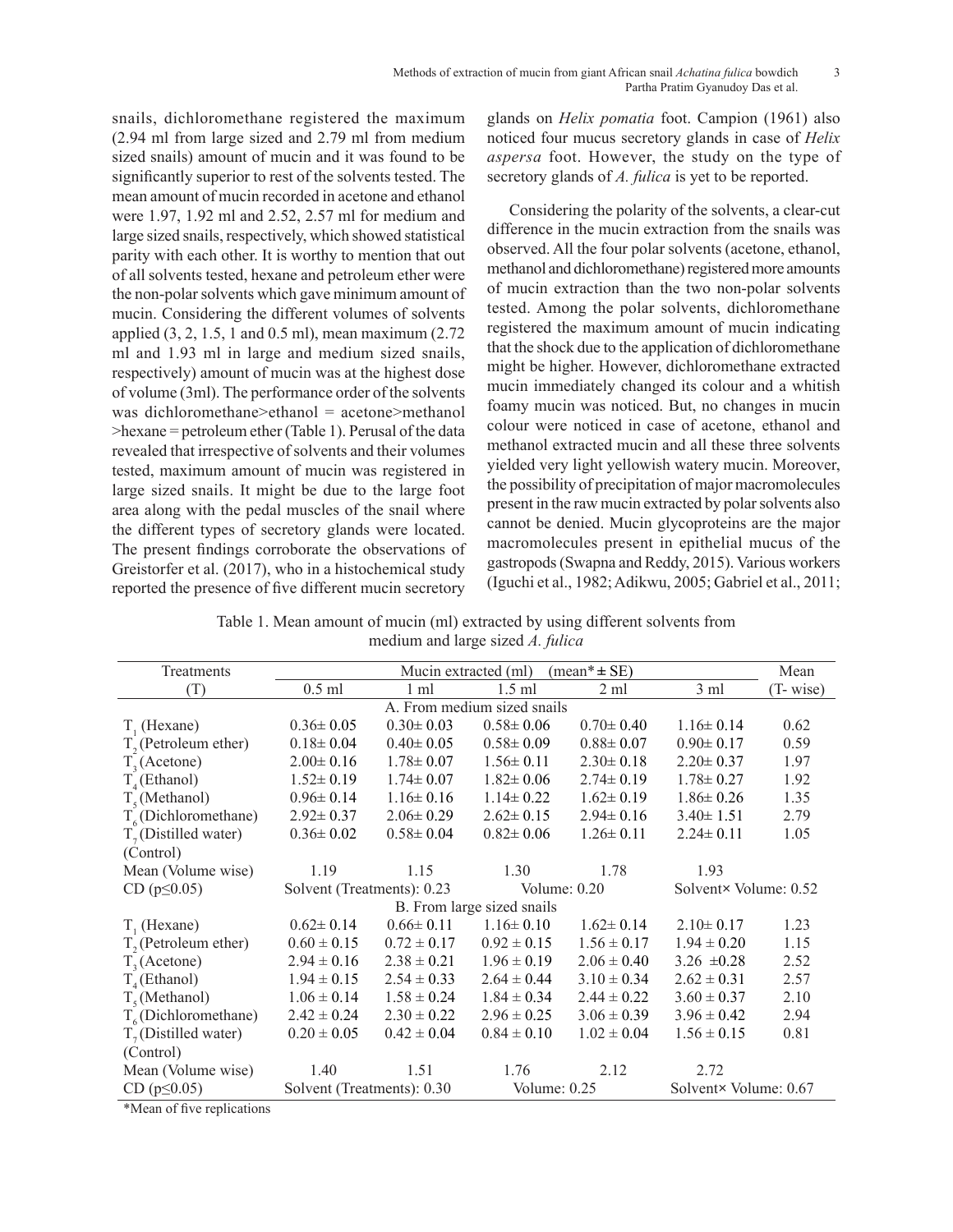snails, dichloromethane registered the maximum (2.94 ml from large sized and 2.79 ml from medium sized snails) amount of mucin and it was found to be significantly superior to rest of the solvents tested. The mean amount of mucin recorded in acetone and ethanol were 1.97, 1.92 ml and 2.52, 2.57 ml for medium and large sized snails, respectively, which showed statistical parity with each other. It is worthy to mention that out of all solvents tested, hexane and petroleum ether were the non-polar solvents which gave minimum amount of mucin. Considering the different volumes of solvents applied (3, 2, 1.5, 1 and 0.5 ml), mean maximum (2.72 ml and 1.93 ml in large and medium sized snails, respectively) amount of mucin was at the highest dose of volume (3ml). The performance order of the solvents was dichloromethane>ethanol = acetone>methanol >hexane = petroleum ether (Table 1). Perusal of the data revealed that irrespective of solvents and their volumes tested, maximum amount of mucin was registered in large sized snails. It might be due to the large foot area along with the pedal muscles of the snail where the different types of secretory glands were located. The present findings corroborate the observations of Greistorfer et al. (2017), who in a histochemical study reported the presence of five different mucin secretory glands on *Helix pomatia* foot. Campion (1961) also noticed four mucus secretory glands in case of *Helix aspersa* foot. However, the study on the type of secretory glands of *A. fulica* is yet to be reported.

Considering the polarity of the solvents, a clear-cut difference in the mucin extraction from the snails was observed. All the four polar solvents (acetone, ethanol, methanol and dichloromethane) registered more amounts of mucin extraction than the two non-polar solvents tested. Among the polar solvents, dichloromethane registered the maximum amount of mucin indicating that the shock due to the application of dichloromethane might be higher. However, dichloromethane extracted mucin immediately changed its colour and a whitish foamy mucin was noticed. But, no changes in mucin colour were noticed in case of acetone, ethanol and methanol extracted mucin and all these three solvents yielded very light yellowish watery mucin. Moreover, the possibility of precipitation of major macromolecules present in the raw mucin extracted by polar solvents also cannot be denied. Mucin glycoproteins are the major macromolecules present in epithelial mucus of the gastropods (Swapna and Reddy, 2015). Various workers (Iguchi et al., 1982; Adikwu, 2005; Gabriel et al., 2011;

Table 1. Mean amount of mucin (ml) extracted by using different solvents from medium and large sized *A. fulica*

| Treatments (T) | Mucin extracted (ml) (mean* ± SE) 0.5 ml | 1 ml | 1.5 ml | 2 ml | 3 ml | Mean (T- wise) |
|---|---|---|---|---|---|---|
| **A. From medium sized snails** | | | | | | |
| $T_1$ (Hexane) | 0.36± 0.05 | 0.30± 0.03 | 0.58± 0.06 | 0.70± 0.40 | 1.16± 0.14 | 0.62 |
| $T_2$ (Petroleum ether) | 0.18± 0.04 | 0.40± 0.05 | 0.58± 0.09 | 0.88± 0.07 | 0.90± 0.17 | 0.59 |
| $T_3$ (Acetone) | 2.00± 0.16 | 1.78± 0.07 | 1.56± 0.11 | 2.30± 0.18 | 2.20± 0.37 | 1.97 |
| $T_4$ (Ethanol) | 1.52± 0.19 | 1.74± 0.07 | 1.82± 0.06 | 2.74± 0.19 | 1.78± 0.27 | 1.92 |
| $T_5$ (Methanol) | 0.96± 0.14 | 1.16± 0.16 | 1.14± 0.22 | 1.62± 0.19 | 1.86± 0.26 | 1.35 |
| $T_6$ (Dichloromethane) | 2.92± 0.37 | 2.06± 0.29 | 2.62± 0.15 | 2.94± 0.16 | 3.40± 1.51 | 2.79 |
| $T_7$ (Distilled water) (Control) | 0.36± 0.02 | 0.58± 0.04 | 0.82± 0.06 | 1.26± 0.11 | 2.24± 0.11 | 1.05 |
| Mean (Volume wise) | 1.19 | 1.15 | 1.30 | 1.78 | 1.93 | |
| CD ($p \leq 0.05$) | Solvent (Treatments): 0.23 | | Volume: 0.20 | | Solvent× Volume: 0.52 | |
| **B. From large sized snails** | | | | | | |
| $T_1$ (Hexane) | 0.62± 0.14 | 0.66± 0.11 | 1.16± 0.10 | 1.62± 0.14 | 2.10± 0.17 | 1.23 |
| $T_2$ (Petroleum ether) | 0.60 ± 0.15 | 0.72 ± 0.17 | 0.92 ± 0.15 | 1.56 ± 0.17 | 1.94 ± 0.20 | 1.15 |
| $T_3$ (Acetone) | 2.94 ± 0.16 | 2.38 ± 0.21 | 1.96 ± 0.19 | 2.06 ± 0.40 | 3.26 ±0.28 | 2.52 |
| $T_4$ (Ethanol) | 1.94 ± 0.15 | 2.54 ± 0.33 | 2.64 ± 0.44 | 3.10 ± 0.34 | 2.62 ± 0.31 | 2.57 |
| $T_5$ (Methanol) | 1.06 ± 0.14 | 1.58 ± 0.24 | 1.84 ± 0.34 | 2.44 ± 0.22 | 3.60 ± 0.37 | 2.10 |
| $T_6$ (Dichloromethane) | 2.42 ± 0.24 | 2.30 ± 0.22 | 2.96 ± 0.25 | 3.06 ± 0.39 | 3.96 ± 0.42 | 2.94 |
| $T_7$ (Distilled water) (Control) | 0.20 ± 0.05 | 0.42 ± 0.04 | 0.84 ± 0.10 | 1.02 ± 0.04 | 1.56 ± 0.15 | 0.81 |
| Mean (Volume wise) | 1.40 | 1.51 | 1.76 | 2.12 | 2.72 | |
| CD ($p \leq 0.05$) | Solvent (Treatments): 0.30 | | Volume: 0.25 | | Solvent× Volume: 0.67 | |

*Mean of five replications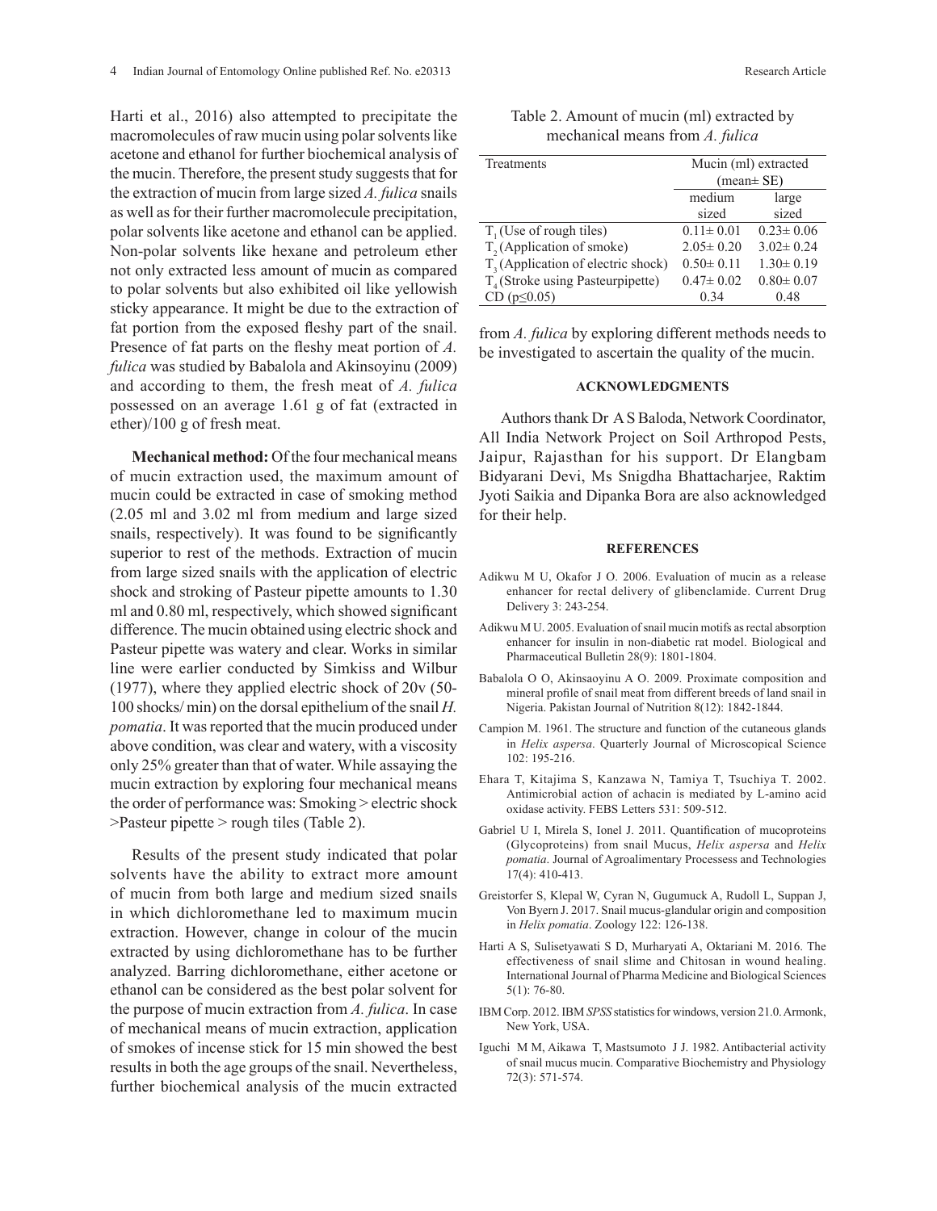Harti et al., 2016) also attempted to precipitate the macromolecules of raw mucin using polar solvents like acetone and ethanol for further biochemical analysis of the mucin. Therefore, the present study suggests that for the extraction of mucin from large sized *A. fulica* snails as well as for their further macromolecule precipitation, polar solvents like acetone and ethanol can be applied. Non-polar solvents like hexane and petroleum ether not only extracted less amount of mucin as compared to polar solvents but also exhibited oil like yellowish sticky appearance. It might be due to the extraction of fat portion from the exposed fleshy part of the snail. Presence of fat parts on the fleshy meat portion of *A. fulica* was studied by Babalola and Akinsoyinu (2009) and according to them, the fresh meat of *A. fulica* possessed on an average 1.61 g of fat (extracted in ether)/100 g of fresh meat.

**Mechanical method:** Of the four mechanical means of mucin extraction used, the maximum amount of mucin could be extracted in case of smoking method (2.05 ml and 3.02 ml from medium and large sized snails, respectively). It was found to be significantly superior to rest of the methods. Extraction of mucin from large sized snails with the application of electric shock and stroking of Pasteur pipette amounts to 1.30 ml and 0.80 ml, respectively, which showed significant difference. The mucin obtained using electric shock and Pasteur pipette was watery and clear. Works in similar line were earlier conducted by Simkiss and Wilbur (1977), where they applied electric shock of 20v (50-100 shocks/ min) on the dorsal epithelium of the snail *H. pomatia*. It was reported that the mucin produced under above condition, was clear and watery, with a viscosity only 25% greater than that of water. While assaying the mucin extraction by exploring four mechanical means the order of performance was: Smoking > electric shock >Pasteur pipette > rough tiles (Table 2).

Results of the present study indicated that polar solvents have the ability to extract more amount of mucin from both large and medium sized snails in which dichloromethane led to maximum mucin extraction. However, change in colour of the mucin extracted by using dichloromethane has to be further analyzed. Barring dichloromethane, either acetone or ethanol can be considered as the best polar solvent for the purpose of mucin extraction from *A. fulica*. In case of mechanical means of mucin extraction, application of smokes of incense stick for 15 min showed the best results in both the age groups of the snail. Nevertheless, further biochemical analysis of the mucin extracted from *A. fulica* by exploring different methods needs to be investigated to ascertain the quality of the mucin.

Table 2. Amount of mucin (ml) extracted by mechanical means from *A. fulica*

| Treatments | Mucin (ml) extracted (mean± SE) | |
|---|---|---|
| | medium sized | large sized |
| $T_1$ (Use of rough tiles) | 0.11± 0.01 | 0.23± 0.06 |
| $T_2$ (Application of smoke) | 2.05± 0.20 | 3.02± 0.24 |
| $T_3$ (Application of electric shock) | 0.50± 0.11 | 1.30± 0.19 |
| $T_4$ (Stroke using Pasteurpipette) | 0.47± 0.02 | 0.80± 0.07 |
| CD ($p \leq 0.05$) | 0.34 | 0.48 |

## ACKNOWLEDGMENTS

Authors thank Dr A S Baloda, Network Coordinator, All India Network Project on Soil Arthropod Pests, Jaipur, Rajasthan for his support. Dr Elangbam Bidyarani Devi, Ms Snigdha Bhattacharjee, Raktim Jyoti Saikia and Dipanka Bora are also acknowledged for their help.

## REFERENCES

Adikwu M U, Okafor J O. 2006. Evaluation of mucin as a release enhancer for rectal delivery of glibenclamide. Current Drug Delivery 3: 243-254.

Adikwu M U. 2005. Evaluation of snail mucin motifs as rectal absorption enhancer for insulin in non-diabetic rat model. Biological and Pharmaceutical Bulletin 28(9): 1801-1804.

Babalola O O, Akinsaoyinu A O. 2009. Proximate composition and mineral profile of snail meat from different breeds of land snail in Nigeria. Pakistan Journal of Nutrition 8(12): 1842-1844.

Campion M. 1961. The structure and function of the cutaneous glands in *Helix aspersa*. Quarterly Journal of Microscopical Science 102: 195-216.

Ehara T, Kitajima S, Kanzawa N, Tamiya T, Tsuchiya T. 2002. Antimicrobial action of achacin is mediated by L-amino acid oxidase activity. FEBS Letters 531: 509-512.

Gabriel U I, Mirela S, Ionel J. 2011. Quantification of mucoproteins (Glycoproteins) from snail Mucus, *Helix aspersa* and *Helix pomatia*. Journal of Agroalimentary Processess and Technologies 17(4): 410-413.

Greistorfer S, Klepal W, Cyran N, Gugumuck A, Rudoll L, Suppan J, Von Byern J. 2017. Snail mucus-glandular origin and composition in *Helix pomatia*. Zoology 122: 126-138.

Harti A S, Sulisetyawati S D, Murharyati A, Oktariani M. 2016. The effectiveness of snail slime and Chitosan in wound healing. International Journal of Pharma Medicine and Biological Sciences 5(1): 76-80.

IBM Corp. 2012. IBM *SPSS* statistics for windows, version 21.0. Armonk, New York, USA.

Iguchi M M, Aikawa T, Mastsumoto J J. 1982. Antibacterial activity of snail mucus mucin. Comparative Biochemistry and Physiology 72(3): 571-574.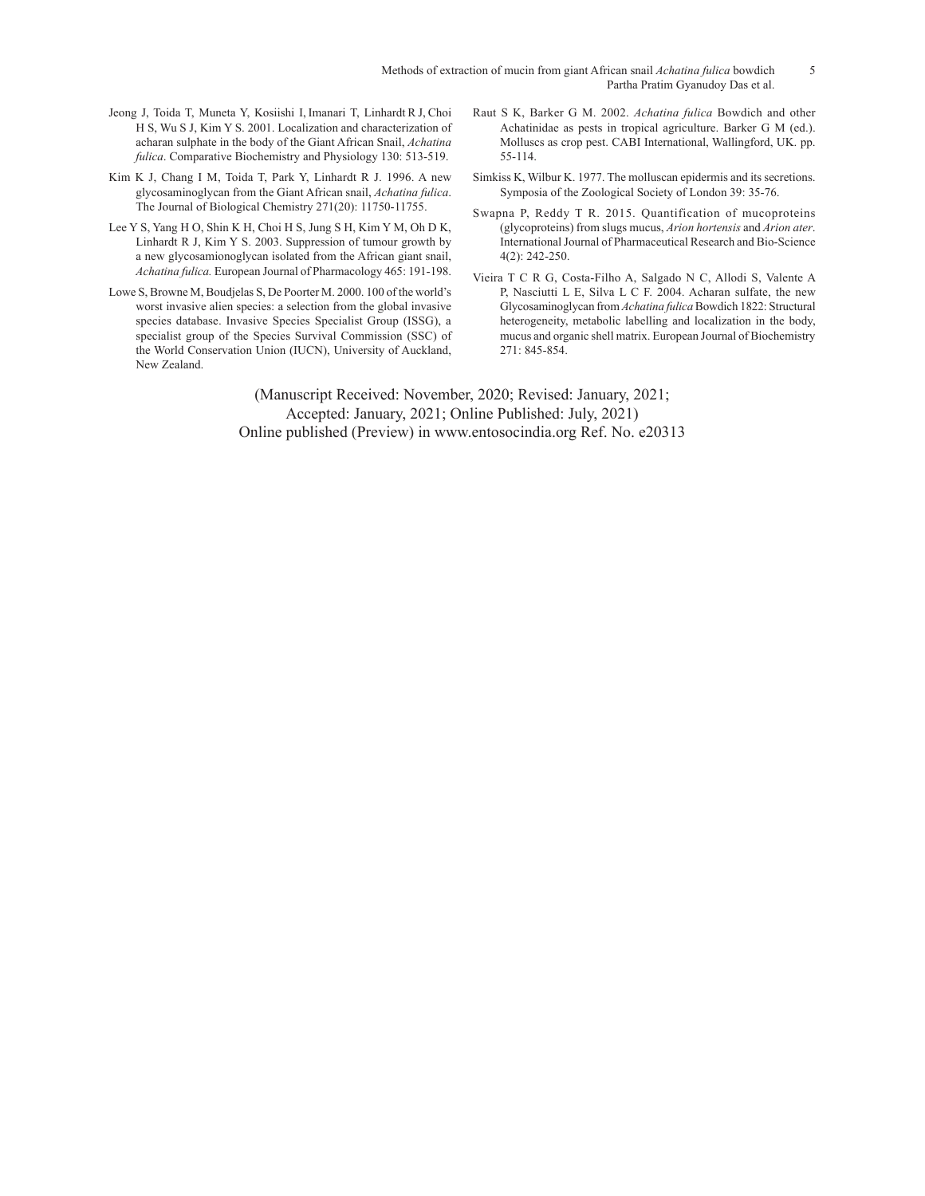Jeong J, Toida T, Muneta Y, Kosiishi I, Imanari T, Linhardt R J, Choi H S, Wu S J, Kim Y S. 2001. Localization and characterization of acharan sulphate in the body of the Giant African Snail, *Achatina fulica*. Comparative Biochemistry and Physiology 130: 513-519.

Kim K J, Chang I M, Toida T, Park Y, Linhardt R J. 1996. A new glycosaminoglycan from the Giant African snail, *Achatina fulica*. The Journal of Biological Chemistry 271(20): 11750-11755.

Lee Y S, Yang H O, Shin K H, Choi H S, Jung S H, Kim Y M, Oh D K, Linhardt R J, Kim Y S. 2003. Suppression of tumour growth by a new glycosamionoglycan isolated from the African giant snail, *Achatina fulica.* European Journal of Pharmacology 465: 191-198.

Lowe S, Browne M, Boudjelas S, De Poorter M. 2000. 100 of the world's worst invasive alien species: a selection from the global invasive species database. Invasive Species Specialist Group (ISSG), a specialist group of the Species Survival Commission (SSC) of the World Conservation Union (IUCN), University of Auckland, New Zealand.

Raut S K, Barker G M. 2002. *Achatina fulica* Bowdich and other Achatinidae as pests in tropical agriculture. Barker G M (ed.). Molluscs as crop pest. CABI International, Wallingford, UK. pp. 55-114.

Simkiss K, Wilbur K. 1977. The molluscan epidermis and its secretions. Symposia of the Zoological Society of London 39: 35-76.

Swapna P, Reddy T R. 2015. Quantification of mucoproteins (glycoproteins) from slugs mucus, *Arion hortensis* and *Arion ater*. International Journal of Pharmaceutical Research and Bio-Science 4(2): 242-250.

Vieira T C R G, Costa-Filho A, Salgado N C, Allodi S, Valente A P, Nasciutti L E, Silva L C F. 2004. Acharan sulfate, the new Glycosaminoglycan from *Achatina fulica* Bowdich 1822: Structural heterogeneity, metabolic labelling and localization in the body, mucus and organic shell matrix. European Journal of Biochemistry 271: 845-854.

(Manuscript Received: November, 2020; Revised: January, 2021; Accepted: January, 2021; Online Published: July, 2021)
Online published (Preview) in www.entosocindia.org Ref. No. e20313